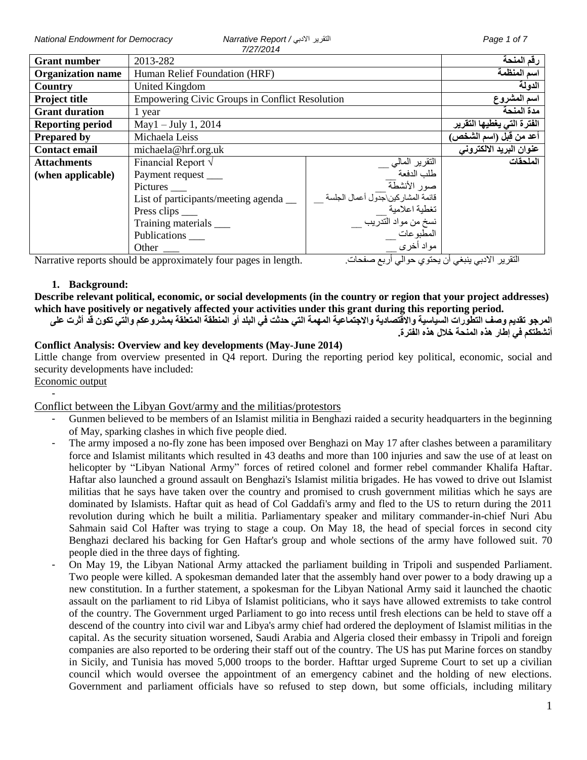*7/27/2014*

| Grant number | 2013-282 | | رقم المنحة |
|---|---|---|---|
| **Organization name** | Human Relief Foundation (HRF) | | اسم المنظمة |
| **Country** | United Kingdom | | الدولة |
| **Project title** | Empowering Civic Groups in Conflict Resolution | | اسم المشروع |
| **Grant duration** | 1 year | | مدة المنحة |
| **Reporting period** | May1 – July 1, 2014 | | الفترة التي يغطيها التقرير |
| **Prepared by** | Michaela Leiss | | أعد من قبل (اسم الشخص) |
| **Contact email** | michaela@hrf.org.uk | | عنوان البريد الالكتروني |
| **Attachments (when applicable)** | Financial Report √<br>Payment request ___<br>Pictures ___<br>List of participants/meeting agenda __<br>Press clips ___<br>Training materials ___<br>Publications ___<br>Other ___ | التقرير المالي __<br>طلب الدفعة __<br>صور الأنشطة __<br>قائمة المشاركين\جدول أعمال الجلسة __<br>تغطية اعلامية __<br>نسخ من مواد التدريب __<br>المطبوعات __<br>مواد أخرى __ | الملحقات |

Narrative reports should be approximately four pages in length. التقرير الادبي ينبغي أن يحتوي حوالي أربع صفحات.

**1. Background:**

**Describe relevant political, economic, or social developments (in the country or region that your project addresses) which have positively or negatively affected your activities under this grant during this reporting period.**

**المرجو تقديم وصف التطورات السياسية والاقتصادية والاجتماعية المهمة التي حدثت في البلد أو المنطقة المتعلقة بمشروعكم والتي تكون قد أثرت على أنشطتكم في إطار هذه المنحة خلال هذه الفترة.**

**Conflict Analysis: Overview and key developments (May-June 2014)**

Little change from overview presented in Q4 report. During the reporting period key political, economic, social and security developments have included:

Economic output

-

Conflict between the Libyan Govt/army and the militias/protestors

- Gunmen believed to be members of an Islamist militia in Benghazi raided a security headquarters in the beginning of May, sparking clashes in which five people died.
- The army imposed a no-fly zone has been imposed over Benghazi on May 17 after clashes between a paramilitary force and Islamist militants which resulted in 43 deaths and more than 100 injuries and saw the use of at least on helicopter by "Libyan National Army" forces of retired colonel and former rebel commander Khalifa Haftar. Haftar also launched a ground assault on Benghazi's Islamist militia brigades. He has vowed to drive out Islamist militias that he says have taken over the country and promised to crush government militias which he says are dominated by Islamists. Haftar quit as head of Col Gaddafi's army and fled to the US to return during the 2011 revolution during which he built a militia. Parliamentary speaker and military commander-in-chief Nuri Abu Sahmain said Col Hafter was trying to stage a coup. On May 18, the head of special forces in second city Benghazi declared his backing for Gen Haftar's group and whole sections of the army have followed suit. 70 people died in the three days of fighting.
- On May 19, the Libyan National Army attacked the parliament building in Tripoli and suspended Parliament. Two people were killed. A spokesman demanded later that the assembly hand over power to a body drawing up a new constitution. In a further statement, a spokesman for the Libyan National Army said it launched the chaotic assault on the parliament to rid Libya of Islamist politicians, who it says have allowed extremists to take control of the country. The Government urged Parliament to go into recess until fresh elections can be held to stave off a descend of the country into civil war and Libya's army chief had ordered the deployment of Islamist militias in the capital. As the security situation worsened, Saudi Arabia and Algeria closed their embassy in Tripoli and foreign companies are also reported to be ordering their staff out of the country. The US has put Marine forces on standby in Sicily, and Tunisia has moved 5,000 troops to the border. Hafttar urged Supreme Court to set up a civilian council which would oversee the appointment of an emergency cabinet and the holding of new elections. Government and parliament officials have so refused to step down, but some officials, including military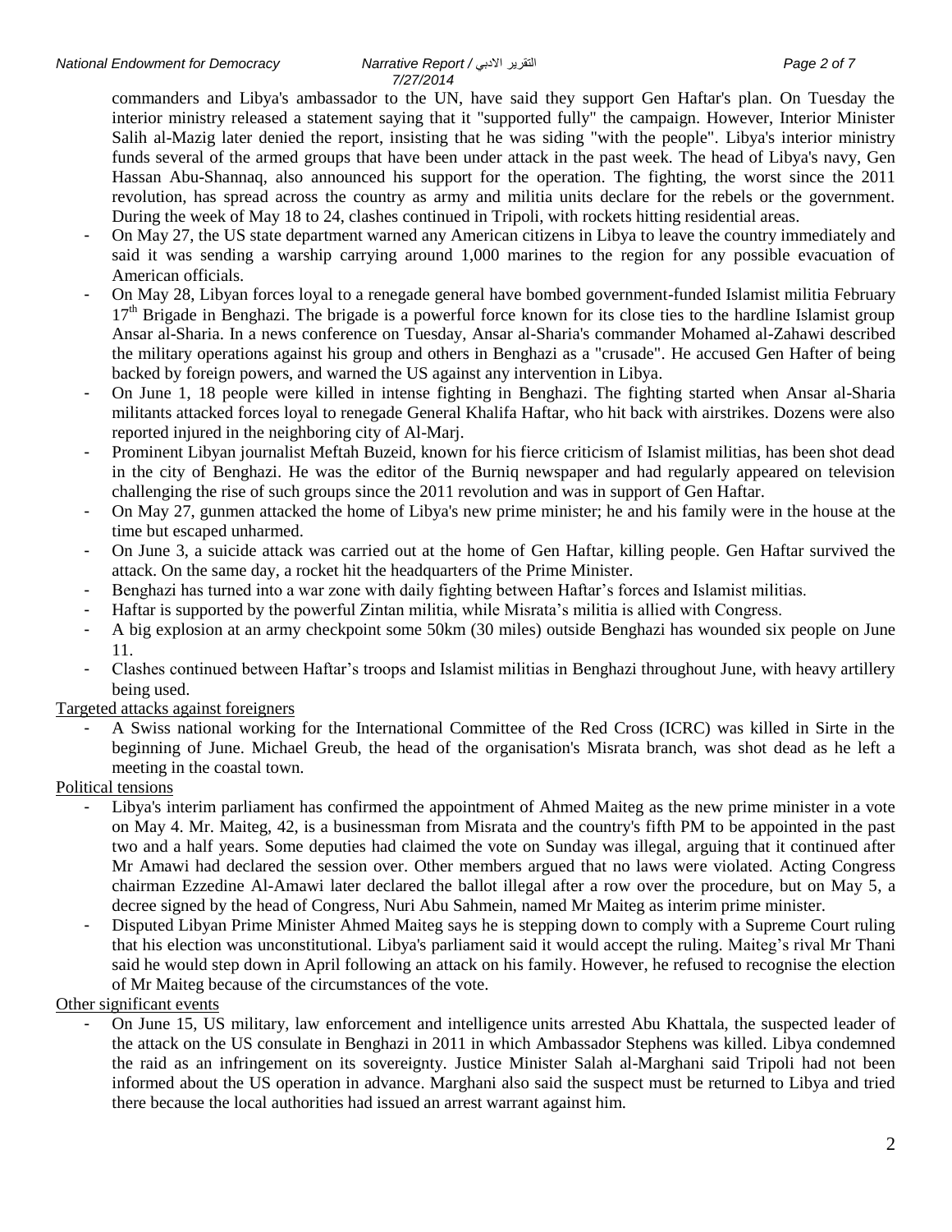commanders and Libya's ambassador to the UN, have said they support Gen Haftar's plan. On Tuesday the interior ministry released a statement saying that it "supported fully" the campaign. However, Interior Minister Salih al-Mazig later denied the report, insisting that he was siding "with the people". Libya's interior ministry funds several of the armed groups that have been under attack in the past week. The head of Libya's navy, Gen Hassan Abu-Shannaq, also announced his support for the operation. The fighting, the worst since the 2011 revolution, has spread across the country as army and militia units declare for the rebels or the government. During the week of May 18 to 24, clashes continued in Tripoli, with rockets hitting residential areas.

- On May 27, the US state department warned any American citizens in Libya to leave the country immediately and said it was sending a warship carrying around 1,000 marines to the region for any possible evacuation of American officials.
- On May 28, Libyan forces loyal to a renegade general have bombed government-funded Islamist militia February 17th Brigade in Benghazi. The brigade is a powerful force known for its close ties to the hardline Islamist group Ansar al-Sharia. In a news conference on Tuesday, Ansar al-Sharia's commander Mohamed al-Zahawi described the military operations against his group and others in Benghazi as a "crusade". He accused Gen Hafter of being backed by foreign powers, and warned the US against any intervention in Libya.
- On June 1, 18 people were killed in intense fighting in Benghazi. The fighting started when Ansar al-Sharia militants attacked forces loyal to renegade General Khalifa Haftar, who hit back with airstrikes. Dozens were also reported injured in the neighboring city of Al-Marj.
- Prominent Libyan journalist Meftah Buzeid, known for his fierce criticism of Islamist militias, has been shot dead in the city of Benghazi. He was the editor of the Burniq newspaper and had regularly appeared on television challenging the rise of such groups since the 2011 revolution and was in support of Gen Haftar.
- On May 27, gunmen attacked the home of Libya's new prime minister; he and his family were in the house at the time but escaped unharmed.
- On June 3, a suicide attack was carried out at the home of Gen Haftar, killing people. Gen Haftar survived the attack. On the same day, a rocket hit the headquarters of the Prime Minister.
- Benghazi has turned into a war zone with daily fighting between Haftar's forces and Islamist militias.
- Haftar is supported by the powerful Zintan militia, while Misrata's militia is allied with Congress.
- A big explosion at an army checkpoint some 50km (30 miles) outside Benghazi has wounded six people on June 11.
- Clashes continued between Haftar's troops and Islamist militias in Benghazi throughout June, with heavy artillery being used.

Targeted attacks against foreigners

- A Swiss national working for the International Committee of the Red Cross (ICRC) was killed in Sirte in the beginning of June. Michael Greub, the head of the organisation's Misrata branch, was shot dead as he left a meeting in the coastal town.

Political tensions

- Libya's interim parliament has confirmed the appointment of Ahmed Maiteg as the new prime minister in a vote on May 4. Mr. Maiteg, 42, is a businessman from Misrata and the country's fifth PM to be appointed in the past two and a half years. Some deputies had claimed the vote on Sunday was illegal, arguing that it continued after Mr Amawi had declared the session over. Other members argued that no laws were violated. Acting Congress chairman Ezzedine Al-Amawi later declared the ballot illegal after a row over the procedure, but on May 5, a decree signed by the head of Congress, Nuri Abu Sahmein, named Mr Maiteg as interim prime minister.
- Disputed Libyan Prime Minister Ahmed Maiteg says he is stepping down to comply with a Supreme Court ruling that his election was unconstitutional. Libya's parliament said it would accept the ruling. Maiteg's rival Mr Thani said he would step down in April following an attack on his family. However, he refused to recognise the election of Mr Maiteg because of the circumstances of the vote.

Other significant events

- On June 15, US military, law enforcement and intelligence units arrested Abu Khattala, the suspected leader of the attack on the US consulate in Benghazi in 2011 in which Ambassador Stephens was killed. Libya condemned the raid as an infringement on its sovereignty. Justice Minister Salah al-Marghani said Tripoli had not been informed about the US operation in advance. Marghani also said the suspect must be returned to Libya and tried there because the local authorities had issued an arrest warrant against him.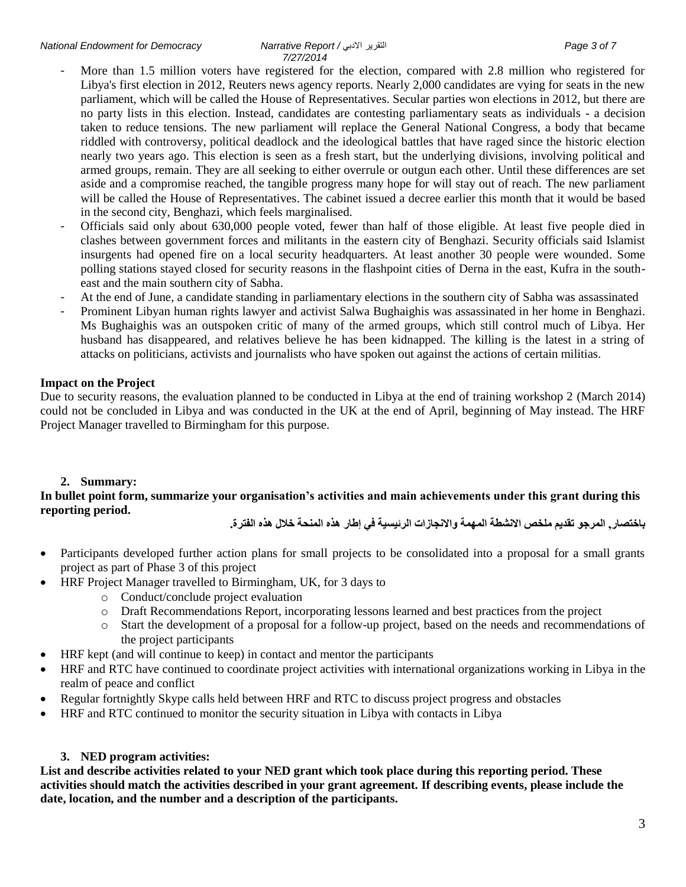- More than 1.5 million voters have registered for the election, compared with 2.8 million who registered for Libya's first election in 2012, Reuters news agency reports. Nearly 2,000 candidates are vying for seats in the new parliament, which will be called the House of Representatives. Secular parties won elections in 2012, but there are no party lists in this election. Instead, candidates are contesting parliamentary seats as individuals - a decision taken to reduce tensions. The new parliament will replace the General National Congress, a body that became riddled with controversy, political deadlock and the ideological battles that have raged since the historic election nearly two years ago. This election is seen as a fresh start, but the underlying divisions, involving political and armed groups, remain. They are all seeking to either overrule or outgun each other. Until these differences are set aside and a compromise reached, the tangible progress many hope for will stay out of reach. The new parliament will be called the House of Representatives. The cabinet issued a decree earlier this month that it would be based in the second city, Benghazi, which feels marginalised.
- Officials said only about 630,000 people voted, fewer than half of those eligible. At least five people died in clashes between government forces and militants in the eastern city of Benghazi. Security officials said Islamist insurgents had opened fire on a local security headquarters. At least another 30 people were wounded. Some polling stations stayed closed for security reasons in the flashpoint cities of Derna in the east, Kufra in the south-east and the main southern city of Sabha.
- At the end of June, a candidate standing in parliamentary elections in the southern city of Sabha was assassinated
- Prominent Libyan human rights lawyer and activist Salwa Bughaighis was assassinated in her home in Benghazi. Ms Bughaighis was an outspoken critic of many of the armed groups, which still control much of Libya. Her husband has disappeared, and relatives believe he has been kidnapped. The killing is the latest in a string of attacks on politicians, activists and journalists who have spoken out against the actions of certain militias.

**Impact on the Project**

Due to security reasons, the evaluation planned to be conducted in Libya at the end of training workshop 2 (March 2014) could not be concluded in Libya and was conducted in the UK at the end of April, beginning of May instead. The HRF Project Manager travelled to Birmingham for this purpose.

## 2. Summary:

**In bullet point form, summarize your organisation's activities and main achievements under this grant during this reporting period.**

**باختصار, المرجو تقديم ملخص الانشطة المهمة والانجازات الرئيسية في إطار هذه المنحة خلال هذه الفترة.**

- Participants developed further action plans for small projects to be consolidated into a proposal for a small grants project as part of Phase 3 of this project
- HRF Project Manager travelled to Birmingham, UK, for 3 days to
  - Conduct/conclude project evaluation
  - Draft Recommendations Report, incorporating lessons learned and best practices from the project
  - Start the development of a proposal for a follow-up project, based on the needs and recommendations of the project participants
- HRF kept (and will continue to keep) in contact and mentor the participants
- HRF and RTC have continued to coordinate project activities with international organizations working in Libya in the realm of peace and conflict
- Regular fortnightly Skype calls held between HRF and RTC to discuss project progress and obstacles
- HRF and RTC continued to monitor the security situation in Libya with contacts in Libya

## 3. NED program activities:

**List and describe activities related to your NED grant which took place during this reporting period. These activities should match the activities described in your grant agreement. If describing events, please include the date, location, and the number and a description of the participants.**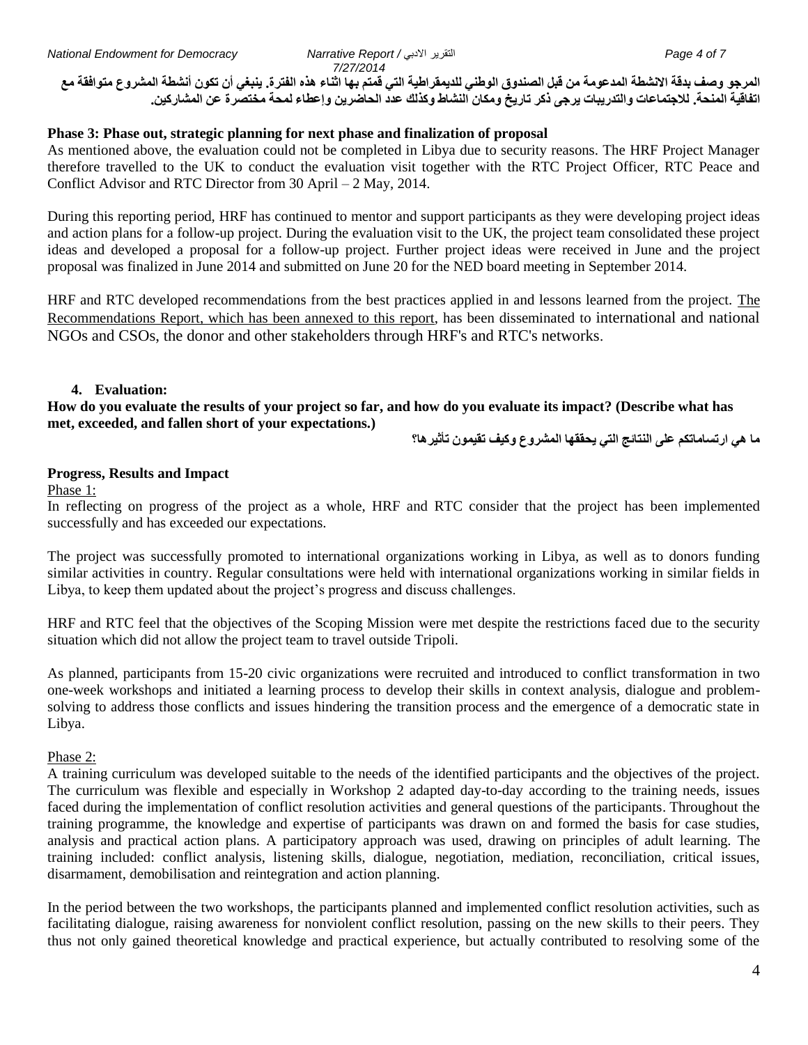المرجو وصف بدقة الانشطة المدعومة من قبل الصندوق الوطني للديمقراطية التي قمتم بها اثناء هذه الفترة. ينبغي أن تكون أنشطة المشروع متوافقة مع اتفاقية المنحة. للاجتماعات والتدريبات يرجى ذكر تاريخ ومكان النشاط وكذلك عدد الحاضرين وإعطاء لمحة مختصرة عن المشاركين.

**Phase 3: Phase out, strategic planning for next phase and finalization of proposal**

As mentioned above, the evaluation could not be completed in Libya due to security reasons. The HRF Project Manager therefore travelled to the UK to conduct the evaluation visit together with the RTC Project Officer, RTC Peace and Conflict Advisor and RTC Director from 30 April – 2 May, 2014.

During this reporting period, HRF has continued to mentor and support participants as they were developing project ideas and action plans for a follow-up project. During the evaluation visit to the UK, the project team consolidated these project ideas and developed a proposal for a follow-up project. Further project ideas were received in June and the project proposal was finalized in June 2014 and submitted on June 20 for the NED board meeting in September 2014.

HRF and RTC developed recommendations from the best practices applied in and lessons learned from the project. The Recommendations Report, which has been annexed to this report, has been disseminated to international and national NGOs and CSOs, the donor and other stakeholders through HRF's and RTC's networks.

## 4. Evaluation:

**How do you evaluate the results of your project so far, and how do you evaluate its impact? (Describe what has met, exceeded, and fallen short of your expectations.)**

**ما هي ارتساماتكم على النتائج التي يحققها المشروع وكيف تقيمون تأثيرها؟**

**Progress, Results and Impact**

Phase 1:

In reflecting on progress of the project as a whole, HRF and RTC consider that the project has been implemented successfully and has exceeded our expectations.

The project was successfully promoted to international organizations working in Libya, as well as to donors funding similar activities in country. Regular consultations were held with international organizations working in similar fields in Libya, to keep them updated about the project's progress and discuss challenges.

HRF and RTC feel that the objectives of the Scoping Mission were met despite the restrictions faced due to the security situation which did not allow the project team to travel outside Tripoli.

As planned, participants from 15-20 civic organizations were recruited and introduced to conflict transformation in two one-week workshops and initiated a learning process to develop their skills in context analysis, dialogue and problem-solving to address those conflicts and issues hindering the transition process and the emergence of a democratic state in Libya.

Phase 2:

A training curriculum was developed suitable to the needs of the identified participants and the objectives of the project. The curriculum was flexible and especially in Workshop 2 adapted day-to-day according to the training needs, issues faced during the implementation of conflict resolution activities and general questions of the participants. Throughout the training programme, the knowledge and expertise of participants was drawn on and formed the basis for case studies, analysis and practical action plans. A participatory approach was used, drawing on principles of adult learning. The training included: conflict analysis, listening skills, dialogue, negotiation, mediation, reconciliation, critical issues, disarmament, demobilisation and reintegration and action planning.

In the period between the two workshops, the participants planned and implemented conflict resolution activities, such as facilitating dialogue, raising awareness for nonviolent conflict resolution, passing on the new skills to their peers. They thus not only gained theoretical knowledge and practical experience, but actually contributed to resolving some of the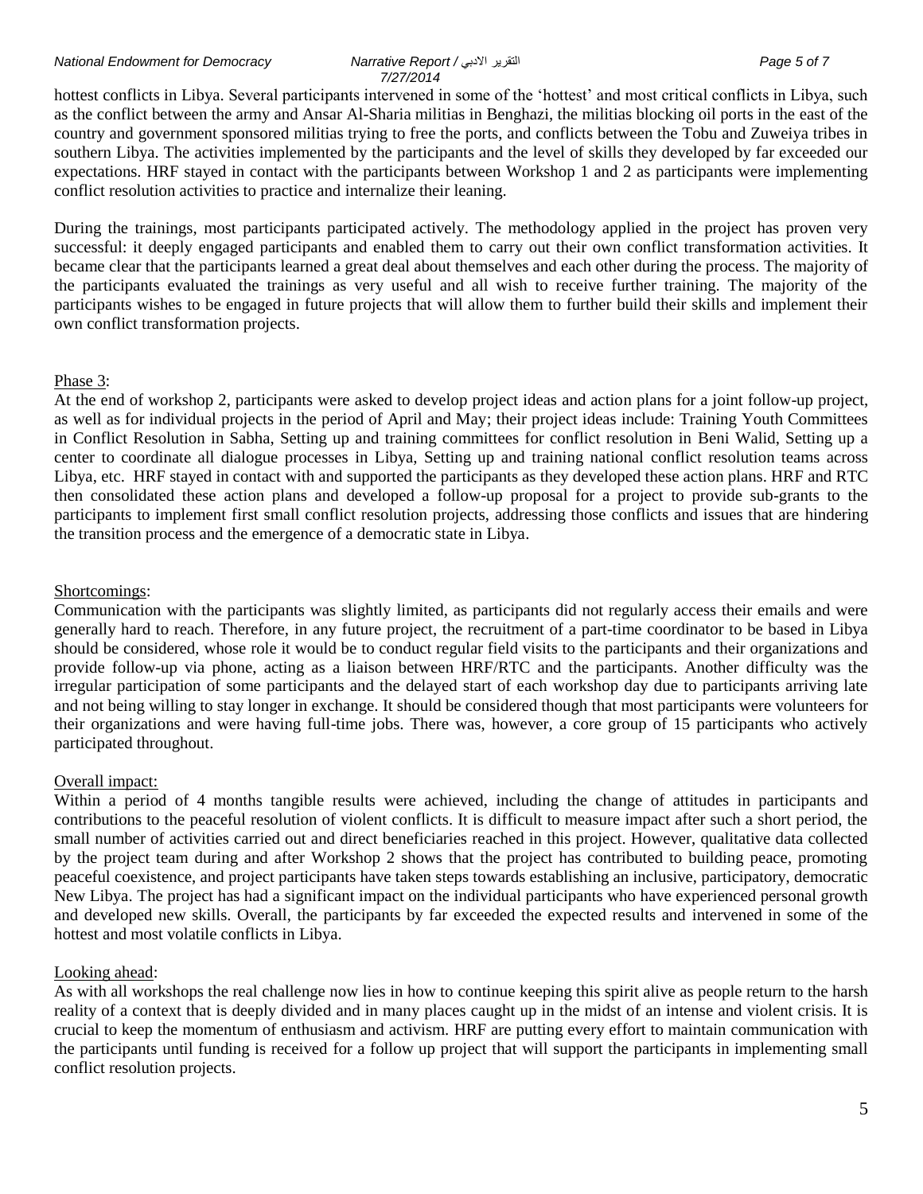hottest conflicts in Libya. Several participants intervened in some of the 'hottest' and most critical conflicts in Libya, such as the conflict between the army and Ansar Al-Sharia militias in Benghazi, the militias blocking oil ports in the east of the country and government sponsored militias trying to free the ports, and conflicts between the Tobu and Zuweiya tribes in southern Libya. The activities implemented by the participants and the level of skills they developed by far exceeded our expectations. HRF stayed in contact with the participants between Workshop 1 and 2 as participants were implementing conflict resolution activities to practice and internalize their leaning.

During the trainings, most participants participated actively. The methodology applied in the project has proven very successful: it deeply engaged participants and enabled them to carry out their own conflict transformation activities. It became clear that the participants learned a great deal about themselves and each other during the process. The majority of the participants evaluated the trainings as very useful and all wish to receive further training. The majority of the participants wishes to be engaged in future projects that will allow them to further build their skills and implement their own conflict transformation projects.

Phase 3:

At the end of workshop 2, participants were asked to develop project ideas and action plans for a joint follow-up project, as well as for individual projects in the period of April and May; their project ideas include: Training Youth Committees in Conflict Resolution in Sabha, Setting up and training committees for conflict resolution in Beni Walid, Setting up a center to coordinate all dialogue processes in Libya, Setting up and training national conflict resolution teams across Libya, etc. HRF stayed in contact with and supported the participants as they developed these action plans. HRF and RTC then consolidated these action plans and developed a follow-up proposal for a project to provide sub-grants to the participants to implement first small conflict resolution projects, addressing those conflicts and issues that are hindering the transition process and the emergence of a democratic state in Libya.

Shortcomings:

Communication with the participants was slightly limited, as participants did not regularly access their emails and were generally hard to reach. Therefore, in any future project, the recruitment of a part-time coordinator to be based in Libya should be considered, whose role it would be to conduct regular field visits to the participants and their organizations and provide follow-up via phone, acting as a liaison between HRF/RTC and the participants. Another difficulty was the irregular participation of some participants and the delayed start of each workshop day due to participants arriving late and not being willing to stay longer in exchange. It should be considered though that most participants were volunteers for their organizations and were having full-time jobs. There was, however, a core group of 15 participants who actively participated throughout.

Overall impact:

Within a period of 4 months tangible results were achieved, including the change of attitudes in participants and contributions to the peaceful resolution of violent conflicts. It is difficult to measure impact after such a short period, the small number of activities carried out and direct beneficiaries reached in this project. However, qualitative data collected by the project team during and after Workshop 2 shows that the project has contributed to building peace, promoting peaceful coexistence, and project participants have taken steps towards establishing an inclusive, participatory, democratic New Libya. The project has had a significant impact on the individual participants who have experienced personal growth and developed new skills. Overall, the participants by far exceeded the expected results and intervened in some of the hottest and most volatile conflicts in Libya.

Looking ahead:

As with all workshops the real challenge now lies in how to continue keeping this spirit alive as people return to the harsh reality of a context that is deeply divided and in many places caught up in the midst of an intense and violent crisis. It is crucial to keep the momentum of enthusiasm and activism. HRF are putting every effort to maintain communication with the participants until funding is received for a follow up project that will support the participants in implementing small conflict resolution projects.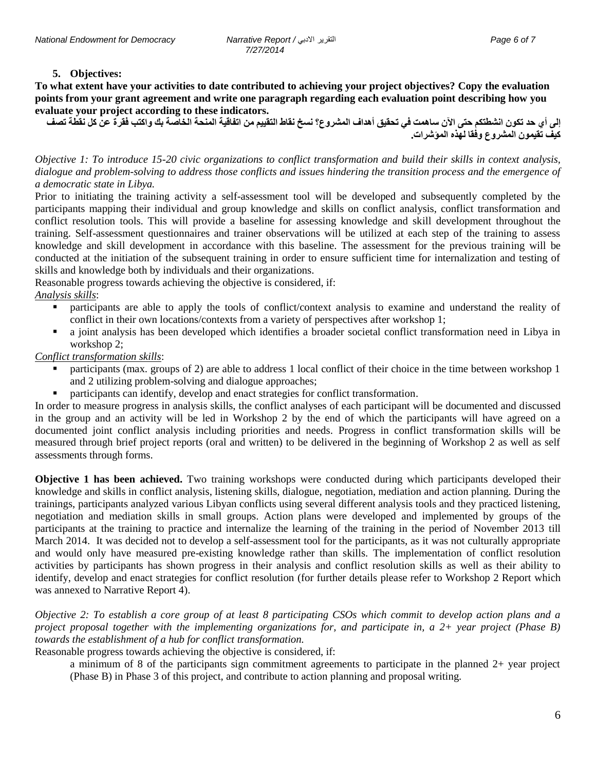**5. Objectives:**

**To what extent have your activities to date contributed to achieving your project objectives? Copy the evaluation points from your grant agreement and write one paragraph regarding each evaluation point describing how you evaluate your project according to these indicators.**

**إلى أي حد تكون انشطتكم حتى الآن ساهمت في تحقيق أهداف المشروع؟ نسخ نقاط التقييم من اتفاقية المنحة الخاصة بك واكتب فقرة عن كل نقطة تصف كيف تقيمون المشروع وفقا لهذه المؤشرات.**

*Objective 1: To introduce 15-20 civic organizations to conflict transformation and build their skills in context analysis, dialogue and problem-solving to address those conflicts and issues hindering the transition process and the emergence of a democratic state in Libya.*

Prior to initiating the training activity a self-assessment tool will be developed and subsequently completed by the participants mapping their individual and group knowledge and skills on conflict analysis, conflict transformation and conflict resolution tools. This will provide a baseline for assessing knowledge and skill development throughout the training. Self-assessment questionnaires and trainer observations will be utilized at each step of the training to assess knowledge and skill development in accordance with this baseline. The assessment for the previous training will be conducted at the initiation of the subsequent training in order to ensure sufficient time for internalization and testing of skills and knowledge both by individuals and their organizations.

Reasonable progress towards achieving the objective is considered, if:

*Analysis skills*:

- participants are able to apply the tools of conflict/context analysis to examine and understand the reality of conflict in their own locations/contexts from a variety of perspectives after workshop 1;
- a joint analysis has been developed which identifies a broader societal conflict transformation need in Libya in workshop 2;

*Conflict transformation skills*:

- participants (max. groups of 2) are able to address 1 local conflict of their choice in the time between workshop 1 and 2 utilizing problem-solving and dialogue approaches;
- participants can identify, develop and enact strategies for conflict transformation.

In order to measure progress in analysis skills, the conflict analyses of each participant will be documented and discussed in the group and an activity will be led in Workshop 2 by the end of which the participants will have agreed on a documented joint conflict analysis including priorities and needs. Progress in conflict transformation skills will be measured through brief project reports (oral and written) to be delivered in the beginning of Workshop 2 as well as self assessments through forms.

**Objective 1 has been achieved.** Two training workshops were conducted during which participants developed their knowledge and skills in conflict analysis, listening skills, dialogue, negotiation, mediation and action planning. During the trainings, participants analyzed various Libyan conflicts using several different analysis tools and they practiced listening, negotiation and mediation skills in small groups. Action plans were developed and implemented by groups of the participants at the training to practice and internalize the learning of the training in the period of November 2013 till March 2014. It was decided not to develop a self-assessment tool for the participants, as it was not culturally appropriate and would only have measured pre-existing knowledge rather than skills. The implementation of conflict resolution activities by participants has shown progress in their analysis and conflict resolution skills as well as their ability to identify, develop and enact strategies for conflict resolution (for further details please refer to Workshop 2 Report which was annexed to Narrative Report 4).

*Objective 2: To establish a core group of at least 8 participating CSOs which commit to develop action plans and a project proposal together with the implementing organizations for, and participate in, a 2+ year project (Phase B) towards the establishment of a hub for conflict transformation.*

Reasonable progress towards achieving the objective is considered, if:

a minimum of 8 of the participants sign commitment agreements to participate in the planned 2+ year project (Phase B) in Phase 3 of this project, and contribute to action planning and proposal writing.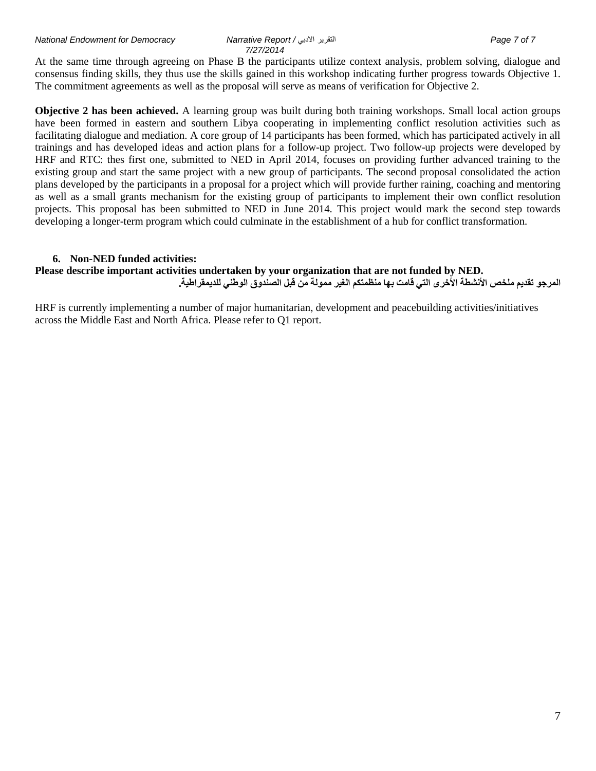At the same time through agreeing on Phase B the participants utilize context analysis, problem solving, dialogue and consensus finding skills, they thus use the skills gained in this workshop indicating further progress towards Objective 1. The commitment agreements as well as the proposal will serve as means of verification for Objective 2.

**Objective 2 has been achieved.** A learning group was built during both training workshops. Small local action groups have been formed in eastern and southern Libya cooperating in implementing conflict resolution activities such as facilitating dialogue and mediation. A core group of 14 participants has been formed, which has participated actively in all trainings and has developed ideas and action plans for a follow-up project. Two follow-up projects were developed by HRF and RTC: thes first one, submitted to NED in April 2014, focuses on providing further advanced training to the existing group and start the same project with a new group of participants. The second proposal consolidated the action plans developed by the participants in a proposal for a project which will provide further raining, coaching and mentoring as well as a small grants mechanism for the existing group of participants to implement their own conflict resolution projects. This proposal has been submitted to NED in June 2014. This project would mark the second step towards developing a longer-term program which could culminate in the establishment of a hub for conflict transformation.

**6. Non-NED funded activities:**

**Please describe important activities undertaken by your organization that are not funded by NED.**

**المرجو تقديم ملخص الأنشطة الأخرى التي قامت بها منظمتكم الغير ممولة من قبل الصندوق الوطني للديمقراطية.**

HRF is currently implementing a number of major humanitarian, development and peacebuilding activities/initiatives across the Middle East and North Africa. Please refer to Q1 report.